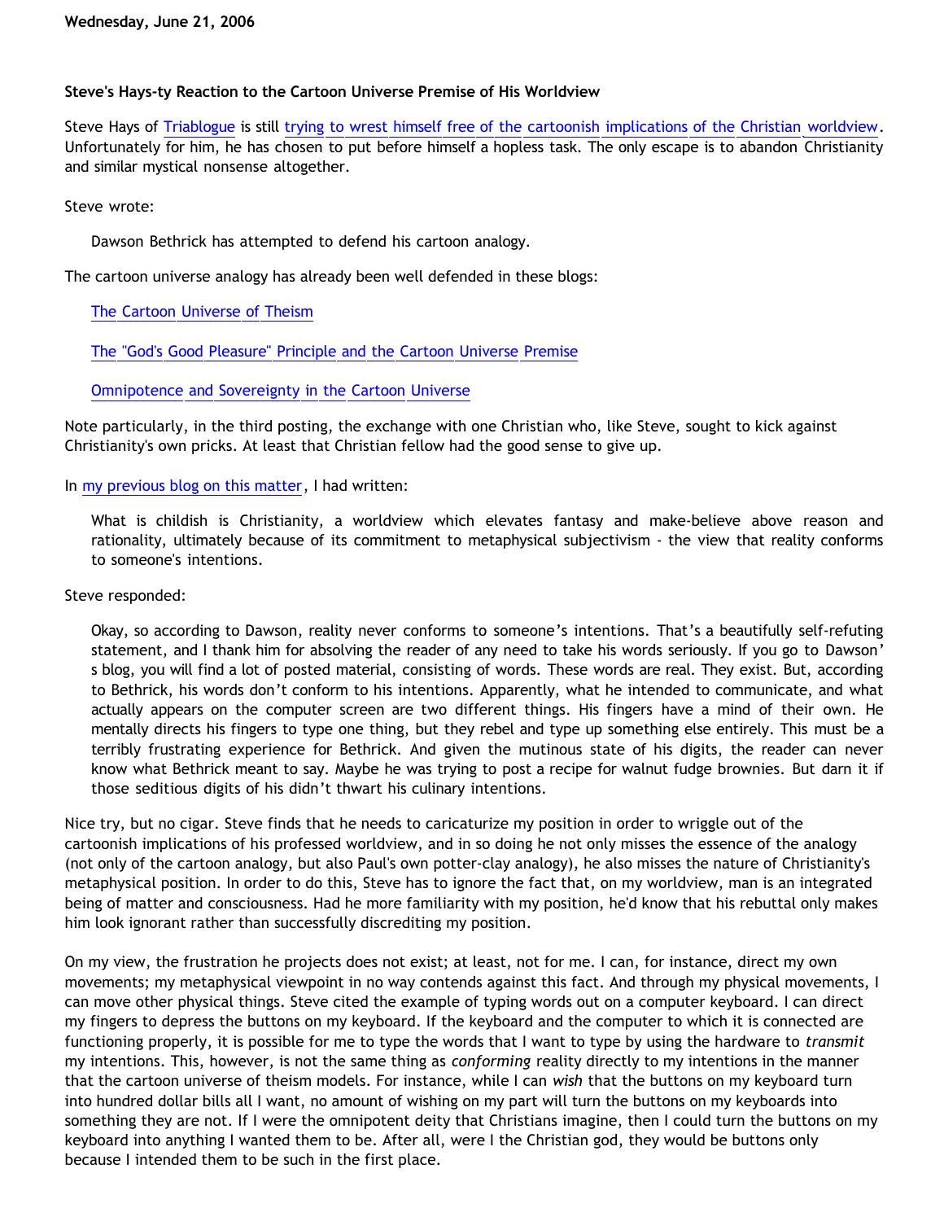Wednesday, June 21, 2006

## Steve's Hays-ty Reaction to the Cartoon Universe Premise of His Worldview

Steve Hays of Triablogue is still trying to wrest himself free of the cartoonish implications of the Christian worldview. Unfortunately for him, he has chosen to put before himself a hopless task. The only escape is to abandon Christianity and similar mystical nonsense altogether.

Steve wrote:

> Dawson Bethrick has attempted to defend his cartoon analogy.

The cartoon universe analogy has already been well defended in these blogs:

> The Cartoon Universe of Theism
>
> The "God's Good Pleasure" Principle and the Cartoon Universe Premise
>
> Omnipotence and Sovereignty in the Cartoon Universe

Note particularly, in the third posting, the exchange with one Christian who, like Steve, sought to kick against Christianity's own pricks. At least that Christian fellow had the good sense to give up.

In my previous blog on this matter, I had written:

> What is childish is Christianity, a worldview which elevates fantasy and make-believe above reason and rationality, ultimately because of its commitment to metaphysical subjectivism - the view that reality conforms to someone's intentions.

Steve responded:

> Okay, so according to Dawson, reality never conforms to someone's intentions. That's a beautifully self-refuting statement, and I thank him for absolving the reader of any need to take his words seriously. If you go to Dawson's blog, you will find a lot of posted material, consisting of words. These words are real. They exist. But, according to Bethrick, his words don't conform to his intentions. Apparently, what he intended to communicate, and what actually appears on the computer screen are two different things. His fingers have a mind of their own. He mentally directs his fingers to type one thing, but they rebel and type up something else entirely. This must be a terribly frustrating experience for Bethrick. And given the mutinous state of his digits, the reader can never know what Bethrick meant to say. Maybe he was trying to post a recipe for walnut fudge brownies. But darn it if those seditious digits of his didn't thwart his culinary intentions.

Nice try, but no cigar. Steve finds that he needs to caricaturize my position in order to wriggle out of the cartoonish implications of his professed worldview, and in so doing he not only misses the essence of the analogy (not only of the cartoon analogy, but also Paul's own potter-clay analogy), he also misses the nature of Christianity's metaphysical position. In order to do this, Steve has to ignore the fact that, on my worldview, man is an integrated being of matter and consciousness. Had he more familiarity with my position, he'd know that his rebuttal only makes him look ignorant rather than successfully discrediting my position.

On my view, the frustration he projects does not exist; at least, not for me. I can, for instance, direct my own movements; my metaphysical viewpoint in no way contends against this fact. And through my physical movements, I can move other physical things. Steve cited the example of typing words out on a computer keyboard. I can direct my fingers to depress the buttons on my keyboard. If the keyboard and the computer to which it is connected are functioning properly, it is possible for me to type the words that I want to type by using the hardware to *transmit* my intentions. This, however, is not the same thing as *conforming* reality directly to my intentions in the manner that the cartoon universe of theism models. For instance, while I can *wish* that the buttons on my keyboard turn into hundred dollar bills all I want, no amount of wishing on my part will turn the buttons on my keyboards into something they are not. If I were the omnipotent deity that Christians imagine, then I could turn the buttons on my keyboard into anything I wanted them to be. After all, were I the Christian god, they would be buttons only because I intended them to be such in the first place.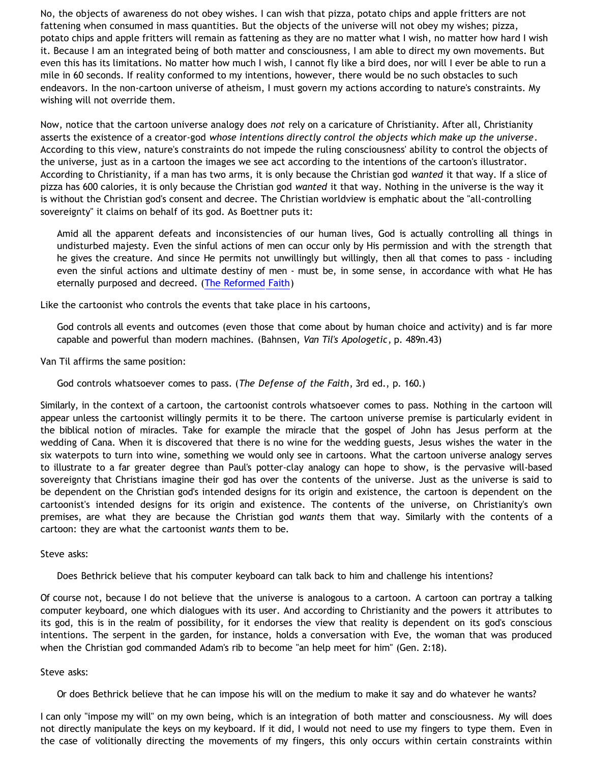No, the objects of awareness do not obey wishes. I can wish that pizza, potato chips and apple fritters are not fattening when consumed in mass quantities. But the objects of the universe will not obey my wishes; pizza, potato chips and apple fritters will remain as fattening as they are no matter what I wish, no matter how hard I wish it. Because I am an integrated being of both matter and consciousness, I am able to direct my own movements. But even this has its limitations. No matter how much I wish, I cannot fly like a bird does, nor will I ever be able to run a mile in 60 seconds. If reality conformed to my intentions, however, there would be no such obstacles to such endeavors. In the non-cartoon universe of atheism, I must govern my actions according to nature's constraints. My wishing will not override them.

Now, notice that the cartoon universe analogy does *not* rely on a caricature of Christianity. After all, Christianity asserts the existence of a creator-god *whose intentions directly control the objects which make up the universe*. According to this view, nature's constraints do not impede the ruling consciousness' ability to control the objects of the universe, just as in a cartoon the images we see act according to the intentions of the cartoon's illustrator. According to Christianity, if a man has two arms, it is only because the Christian god *wanted* it that way. If a slice of pizza has 600 calories, it is only because the Christian god *wanted* it that way. Nothing in the universe is the way it is without the Christian god's consent and decree. The Christian worldview is emphatic about the "all-controlling sovereignty" it claims on behalf of its god. As Boettner puts it:

> Amid all the apparent defeats and inconsistencies of our human lives, God is actually controlling all things in undisturbed majesty. Even the sinful actions of men can occur only by His permission and with the strength that he gives the creature. And since He permits not unwillingly but willingly, then all that comes to pass - including even the sinful actions and ultimate destiny of men - must be, in some sense, in accordance with what He has eternally purposed and decreed. (The Reformed Faith)

Like the cartoonist who controls the events that take place in his cartoons,

> God controls all events and outcomes (even those that come about by human choice and activity) and is far more capable and powerful than modern machines. (Bahnsen, *Van Til's Apologetic*, p. 489n.43)

Van Til affirms the same position:

> God controls whatsoever comes to pass. (*The Defense of the Faith*, 3rd ed., p. 160.)

Similarly, in the context of a cartoon, the cartoonist controls whatsoever comes to pass. Nothing in the cartoon will appear unless the cartoonist willingly permits it to be there. The cartoon universe premise is particularly evident in the biblical notion of miracles. Take for example the miracle that the gospel of John has Jesus perform at the wedding of Cana. When it is discovered that there is no wine for the wedding guests, Jesus wishes the water in the six waterpots to turn into wine, something we would only see in cartoons. What the cartoon universe analogy serves to illustrate to a far greater degree than Paul's potter-clay analogy can hope to show, is the pervasive will-based sovereignty that Christians imagine their god has over the contents of the universe. Just as the universe is said to be dependent on the Christian god's intended designs for its origin and existence, the cartoon is dependent on the cartoonist's intended designs for its origin and existence. The contents of the universe, on Christianity's own premises, are what they are because the Christian god *wants* them that way. Similarly with the contents of a cartoon: they are what the cartoonist *wants* them to be.

Steve asks:

> Does Bethrick believe that his computer keyboard can talk back to him and challenge his intentions?

Of course not, because I do not believe that the universe is analogous to a cartoon. A cartoon can portray a talking computer keyboard, one which dialogues with its user. And according to Christianity and the powers it attributes to its god, this is in the realm of possibility, for it endorses the view that reality is dependent on its god's conscious intentions. The serpent in the garden, for instance, holds a conversation with Eve, the woman that was produced when the Christian god commanded Adam's rib to become "an help meet for him" (Gen. 2:18).

Steve asks:

> Or does Bethrick believe that he can impose his will on the medium to make it say and do whatever he wants?

I can only "impose my will" on my own being, which is an integration of both matter and consciousness. My will does not directly manipulate the keys on my keyboard. If it did, I would not need to use my fingers to type them. Even in the case of volitionally directing the movements of my fingers, this only occurs within certain constraints within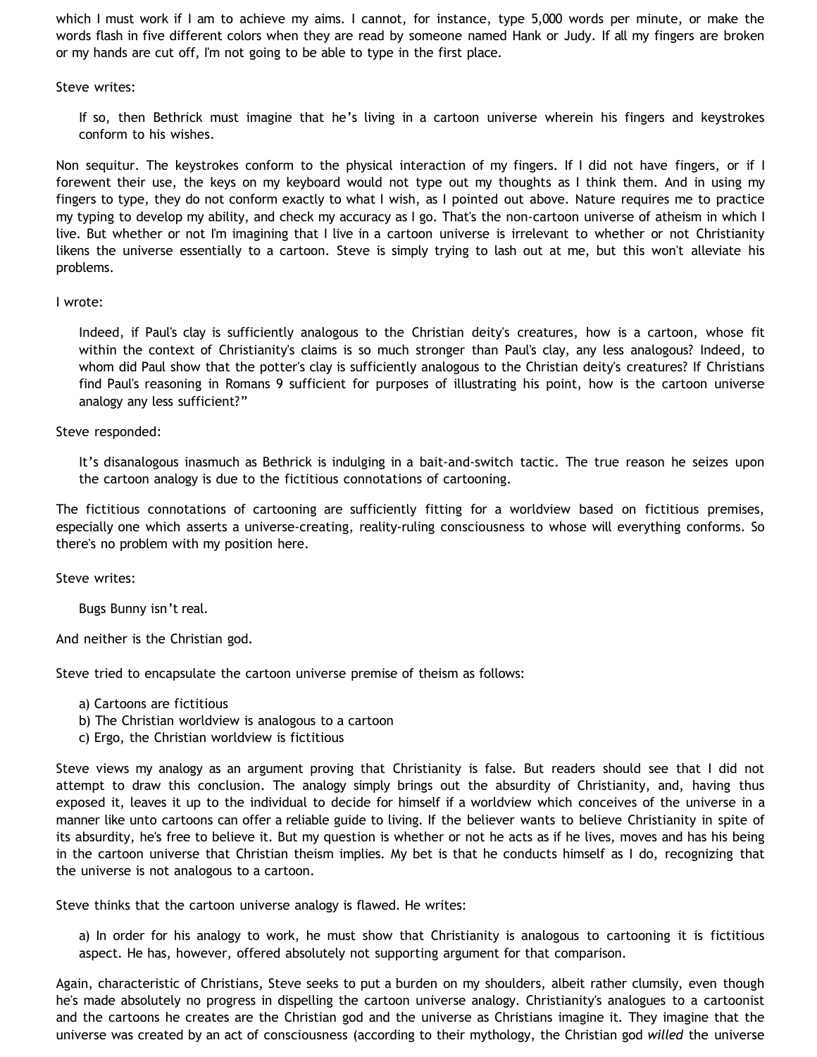which I must work if I am to achieve my aims. I cannot, for instance, type 5,000 words per minute, or make the words flash in five different colors when they are read by someone named Hank or Judy. If all my fingers are broken or my hands are cut off, I'm not going to be able to type in the first place.

Steve writes:

> If so, then Bethrick must imagine that he's living in a cartoon universe wherein his fingers and keystrokes conform to his wishes.

Non sequitur. The keystrokes conform to the physical interaction of my fingers. If I did not have fingers, or if I forewent their use, the keys on my keyboard would not type out my thoughts as I think them. And in using my fingers to type, they do not conform exactly to what I wish, as I pointed out above. Nature requires me to practice my typing to develop my ability, and check my accuracy as I go. That's the non-cartoon universe of atheism in which I live. But whether or not I'm imagining that I live in a cartoon universe is irrelevant to whether or not Christianity likens the universe essentially to a cartoon. Steve is simply trying to lash out at me, but this won't alleviate his problems.

I wrote:

> Indeed, if Paul's clay is sufficiently analogous to the Christian deity's creatures, how is a cartoon, whose fit within the context of Christianity's claims is so much stronger than Paul's clay, any less analogous? Indeed, to whom did Paul show that the potter's clay is sufficiently analogous to the Christian deity's creatures? If Christians find Paul's reasoning in Romans 9 sufficient for purposes of illustrating his point, how is the cartoon universe analogy any less sufficient?"

Steve responded:

> It's disanalogous inasmuch as Bethrick is indulging in a bait-and-switch tactic. The true reason he seizes upon the cartoon analogy is due to the fictitious connotations of cartooning.

The fictitious connotations of cartooning are sufficiently fitting for a worldview based on fictitious premises, especially one which asserts a universe-creating, reality-ruling consciousness to whose will everything conforms. So there's no problem with my position here.

Steve writes:

> Bugs Bunny isn't real.

And neither is the Christian god.

Steve tried to encapsulate the cartoon universe premise of theism as follows:

> a) Cartoons are fictitious
> b) The Christian worldview is analogous to a cartoon
> c) Ergo, the Christian worldview is fictitious

Steve views my analogy as an argument proving that Christianity is false. But readers should see that I did not attempt to draw this conclusion. The analogy simply brings out the absurdity of Christianity, and, having thus exposed it, leaves it up to the individual to decide for himself if a worldview which conceives of the universe in a manner like unto cartoons can offer a reliable guide to living. If the believer wants to believe Christianity in spite of its absurdity, he's free to believe it. But my question is whether or not he acts as if he lives, moves and has his being in the cartoon universe that Christian theism implies. My bet is that he conducts himself as I do, recognizing that the universe is not analogous to a cartoon.

Steve thinks that the cartoon universe analogy is flawed. He writes:

> a) In order for his analogy to work, he must show that Christianity is analogous to cartooning it is fictitious aspect. He has, however, offered absolutely not supporting argument for that comparison.

Again, characteristic of Christians, Steve seeks to put a burden on my shoulders, albeit rather clumsily, even though he's made absolutely no progress in dispelling the cartoon universe analogy. Christianity's analogues to a cartoonist and the cartoons he creates are the Christian god and the universe as Christians imagine it. They imagine that the universe was created by an act of consciousness (according to their mythology, the Christian god *willed* the universe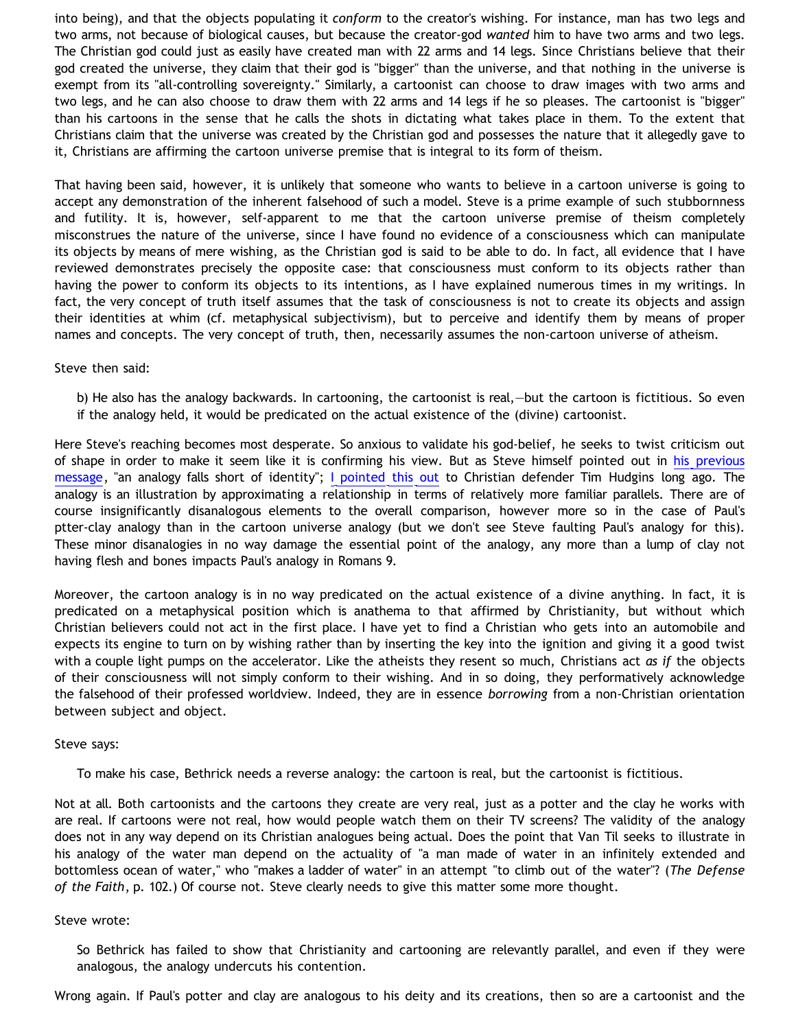into being), and that the objects populating it *conform* to the creator's wishing. For instance, man has two legs and two arms, not because of biological causes, but because the creator-god *wanted* him to have two arms and two legs. The Christian god could just as easily have created man with 22 arms and 14 legs. Since Christians believe that their god created the universe, they claim that their god is "bigger" than the universe, and that nothing in the universe is exempt from its "all-controlling sovereignty." Similarly, a cartoonist can choose to draw images with two arms and two legs, and he can also choose to draw them with 22 arms and 14 legs if he so pleases. The cartoonist is "bigger" than his cartoons in the sense that he calls the shots in dictating what takes place in them. To the extent that Christians claim that the universe was created by the Christian god and possesses the nature that it allegedly gave to it, Christians are affirming the cartoon universe premise that is integral to its form of theism.

That having been said, however, it is unlikely that someone who wants to believe in a cartoon universe is going to accept any demonstration of the inherent falsehood of such a model. Steve is a prime example of such stubbornness and futility. It is, however, self-apparent to me that the cartoon universe premise of theism completely misconstrues the nature of the universe, since I have found no evidence of a consciousness which can manipulate its objects by means of mere wishing, as the Christian god is said to be able to do. In fact, all evidence that I have reviewed demonstrates precisely the opposite case: that consciousness must conform to its objects rather than having the power to conform its objects to its intentions, as I have explained numerous times in my writings. In fact, the very concept of truth itself assumes that the task of consciousness is not to create its objects and assign their identities at whim (cf. metaphysical subjectivism), but to perceive and identify them by means of proper names and concepts. The very concept of truth, then, necessarily assumes the non-cartoon universe of atheism.

Steve then said:

> b) He also has the analogy backwards. In cartooning, the cartoonist is real,—but the cartoon is fictitious. So even if the analogy held, it would be predicated on the actual existence of the (divine) cartoonist.

Here Steve's reaching becomes most desperate. So anxious to validate his god-belief, he seeks to twist criticism out of shape in order to make it seem like it is confirming his view. But as Steve himself pointed out in his previous message, "an analogy falls short of identity"; I pointed this out to Christian defender Tim Hudgins long ago. The analogy is an illustration by approximating a relationship in terms of relatively more familiar parallels. There are of course insignificantly disanalogous elements to the overall comparison, however more so in the case of Paul's ptter-clay analogy than in the cartoon universe analogy (but we don't see Steve faulting Paul's analogy for this). These minor disanalogies in no way damage the essential point of the analogy, any more than a lump of clay not having flesh and bones impacts Paul's analogy in Romans 9.

Moreover, the cartoon analogy is in no way predicated on the actual existence of a divine anything. In fact, it is predicated on a metaphysical position which is anathema to that affirmed by Christianity, but without which Christian believers could not act in the first place. I have yet to find a Christian who gets into an automobile and expects its engine to turn on by wishing rather than by inserting the key into the ignition and giving it a good twist with a couple light pumps on the accelerator. Like the atheists they resent so much, Christians act *as if* the objects of their consciousness will not simply conform to their wishing. And in so doing, they performatively acknowledge the falsehood of their professed worldview. Indeed, they are in essence *borrowing* from a non-Christian orientation between subject and object.

Steve says:

> To make his case, Bethrick needs a reverse analogy: the cartoon is real, but the cartoonist is fictitious.

Not at all. Both cartoonists and the cartoons they create are very real, just as a potter and the clay he works with are real. If cartoons were not real, how would people watch them on their TV screens? The validity of the analogy does not in any way depend on its Christian analogues being actual. Does the point that Van Til seeks to illustrate in his analogy of the water man depend on the actuality of "a man made of water in an infinitely extended and bottomless ocean of water," who "makes a ladder of water" in an attempt "to climb out of the water"? (*The Defense of the Faith*, p. 102.) Of course not. Steve clearly needs to give this matter some more thought.

Steve wrote:

> So Bethrick has failed to show that Christianity and cartooning are relevantly parallel, and even if they were analogous, the analogy undercuts his contention.

Wrong again. If Paul's potter and clay are analogous to his deity and its creations, then so are a cartoonist and the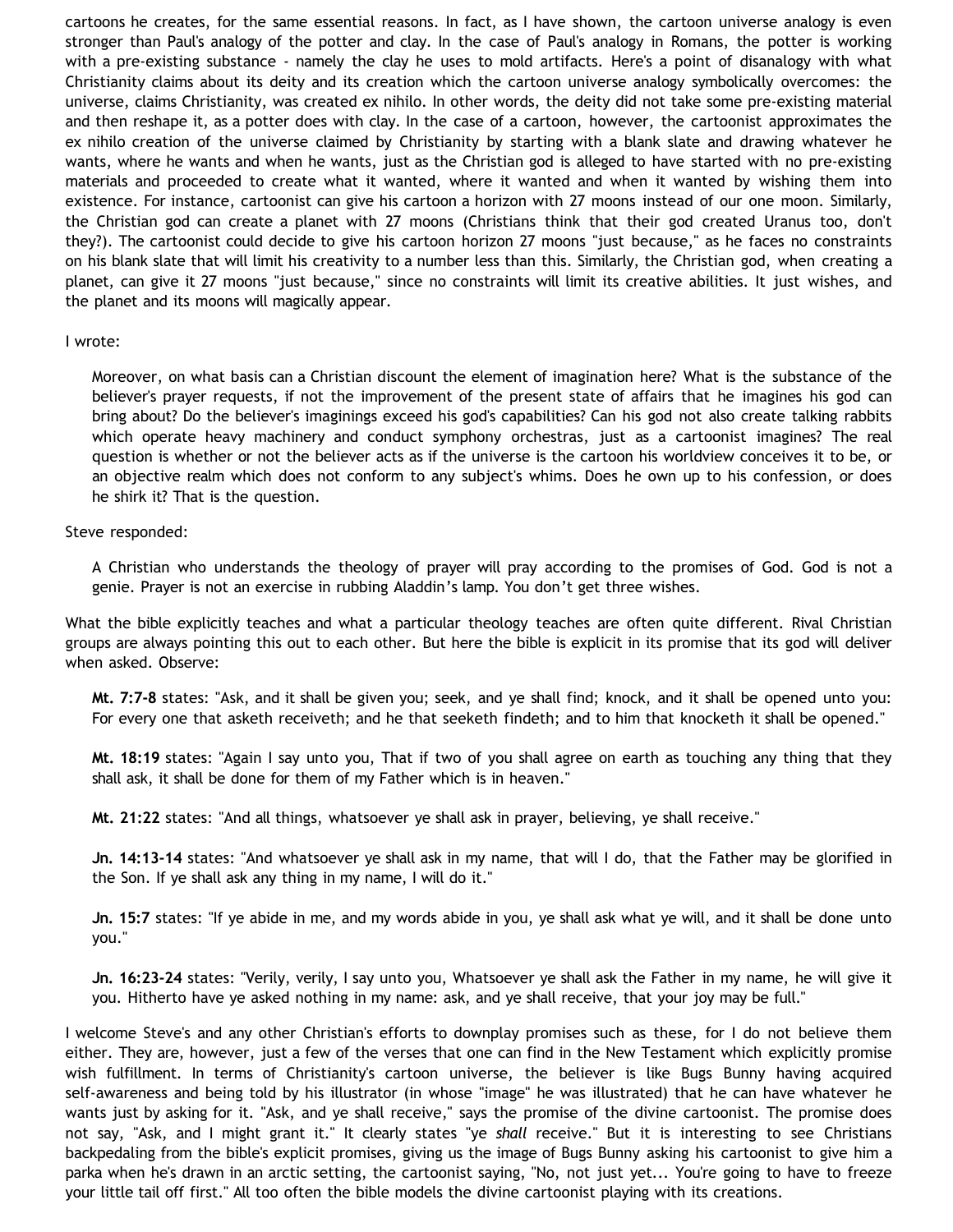cartoons he creates, for the same essential reasons. In fact, as I have shown, the cartoon universe analogy is even stronger than Paul's analogy of the potter and clay. In the case of Paul's analogy in Romans, the potter is working with a pre-existing substance - namely the clay he uses to mold artifacts. Here's a point of disanalogy with what Christianity claims about its deity and its creation which the cartoon universe analogy symbolically overcomes: the universe, claims Christianity, was created ex nihilo. In other words, the deity did not take some pre-existing material and then reshape it, as a potter does with clay. In the case of a cartoon, however, the cartoonist approximates the ex nihilo creation of the universe claimed by Christianity by starting with a blank slate and drawing whatever he wants, where he wants and when he wants, just as the Christian god is alleged to have started with no pre-existing materials and proceeded to create what it wanted, where it wanted and when it wanted by wishing them into existence. For instance, cartoonist can give his cartoon a horizon with 27 moons instead of our one moon. Similarly, the Christian god can create a planet with 27 moons (Christians think that their god created Uranus too, don't they?). The cartoonist could decide to give his cartoon horizon 27 moons "just because," as he faces no constraints on his blank slate that will limit his creativity to a number less than this. Similarly, the Christian god, when creating a planet, can give it 27 moons "just because," since no constraints will limit its creative abilities. It just wishes, and the planet and its moons will magically appear.

I wrote:

> Moreover, on what basis can a Christian discount the element of imagination here? What is the substance of the believer's prayer requests, if not the improvement of the present state of affairs that he imagines his god can bring about? Do the believer's imaginings exceed his god's capabilities? Can his god not also create talking rabbits which operate heavy machinery and conduct symphony orchestras, just as a cartoonist imagines? The real question is whether or not the believer acts as if the universe is the cartoon his worldview conceives it to be, or an objective realm which does not conform to any subject's whims. Does he own up to his confession, or does he shirk it? That is the question.

Steve responded:

> A Christian who understands the theology of prayer will pray according to the promises of God. God is not a genie. Prayer is not an exercise in rubbing Aladdin's lamp. You don't get three wishes.

What the bible explicitly teaches and what a particular theology teaches are often quite different. Rival Christian groups are always pointing this out to each other. But here the bible is explicit in its promise that its god will deliver when asked. Observe:

> **Mt. 7:7-8** states: "Ask, and it shall be given you; seek, and ye shall find; knock, and it shall be opened unto you: For every one that asketh receiveth; and he that seeketh findeth; and to him that knocketh it shall be opened."
>
> **Mt. 18:19** states: "Again I say unto you, That if two of you shall agree on earth as touching any thing that they shall ask, it shall be done for them of my Father which is in heaven."
>
> **Mt. 21:22** states: "And all things, whatsoever ye shall ask in prayer, believing, ye shall receive."
>
> **Jn. 14:13-14** states: "And whatsoever ye shall ask in my name, that will I do, that the Father may be glorified in the Son. If ye shall ask any thing in my name, I will do it."
>
> **Jn. 15:7** states: "If ye abide in me, and my words abide in you, ye shall ask what ye will, and it shall be done unto you."
>
> **Jn. 16:23-24** states: "Verily, verily, I say unto you, Whatsoever ye shall ask the Father in my name, he will give it you. Hitherto have ye asked nothing in my name: ask, and ye shall receive, that your joy may be full."

I welcome Steve's and any other Christian's efforts to downplay promises such as these, for I do not believe them either. They are, however, just a few of the verses that one can find in the New Testament which explicitly promise wish fulfillment. In terms of Christianity's cartoon universe, the believer is like Bugs Bunny having acquired self-awareness and being told by his illustrator (in whose "image" he was illustrated) that he can have whatever he wants just by asking for it. "Ask, and ye shall receive," says the promise of the divine cartoonist. The promise does not say, "Ask, and I might grant it." It clearly states "ye *shall* receive." But it is interesting to see Christians backpedaling from the bible's explicit promises, giving us the image of Bugs Bunny asking his cartoonist to give him a parka when he's drawn in an arctic setting, the cartoonist saying, "No, not just yet... You're going to have to freeze your little tail off first." All too often the bible models the divine cartoonist playing with its creations.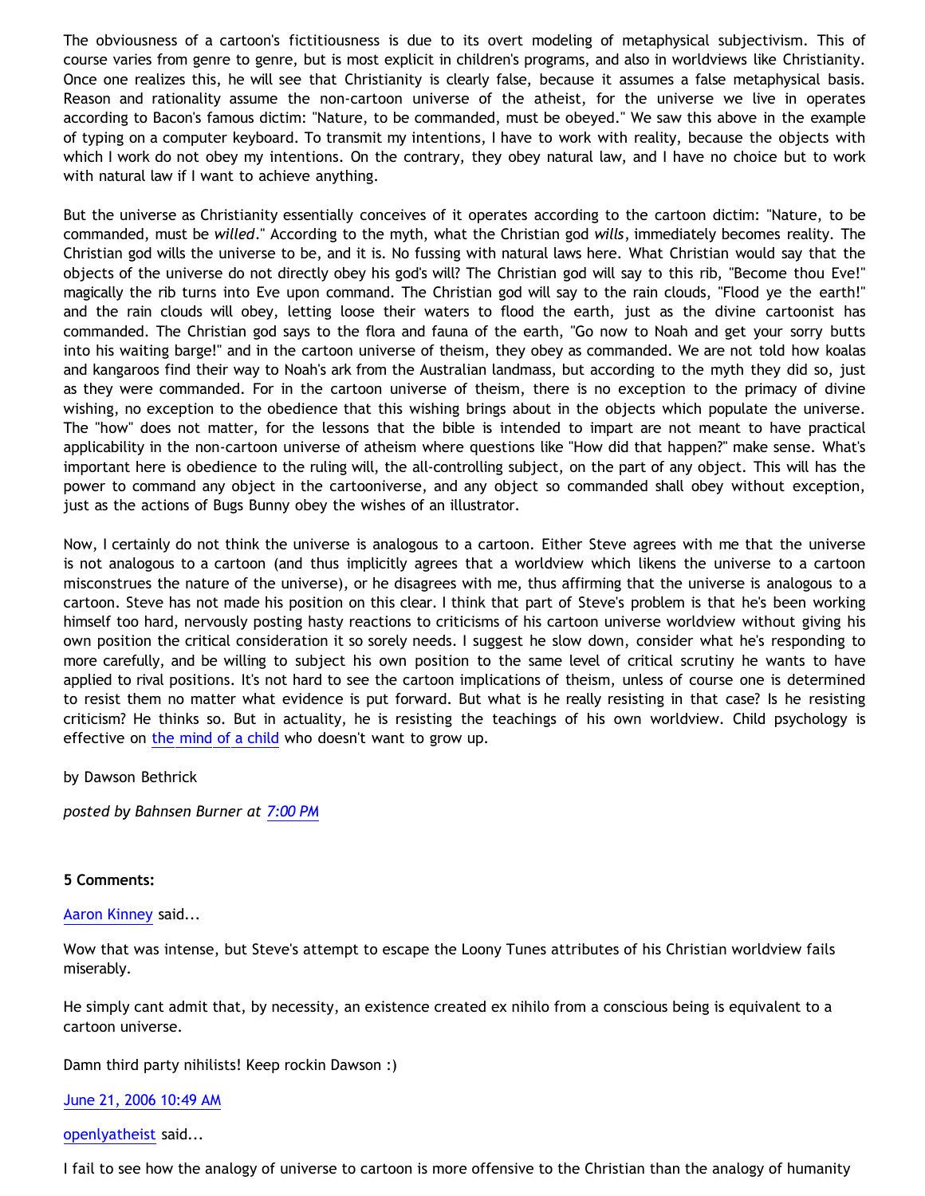The obviousness of a cartoon's fictitiousness is due to its overt modeling of metaphysical subjectivism. This of course varies from genre to genre, but is most explicit in children's programs, and also in worldviews like Christianity. Once one realizes this, he will see that Christianity is clearly false, because it assumes a false metaphysical basis. Reason and rationality assume the non-cartoon universe of the atheist, for the universe we live in operates according to Bacon's famous dictim: "Nature, to be commanded, must be obeyed." We saw this above in the example of typing on a computer keyboard. To transmit my intentions, I have to work with reality, because the objects with which I work do not obey my intentions. On the contrary, they obey natural law, and I have no choice but to work with natural law if I want to achieve anything.

But the universe as Christianity essentially conceives of it operates according to the cartoon dictim: "Nature, to be commanded, must be *willed*." According to the myth, what the Christian god *wills*, immediately becomes reality. The Christian god wills the universe to be, and it is. No fussing with natural laws here. What Christian would say that the objects of the universe do not directly obey his god's will? The Christian god will say to this rib, "Become thou Eve!" magically the rib turns into Eve upon command. The Christian god will say to the rain clouds, "Flood ye the earth!" and the rain clouds will obey, letting loose their waters to flood the earth, just as the divine cartoonist has commanded. The Christian god says to the flora and fauna of the earth, "Go now to Noah and get your sorry butts into his waiting barge!" and in the cartoon universe of theism, they obey as commanded. We are not told how koalas and kangaroos find their way to Noah's ark from the Australian landmass, but according to the myth they did so, just as they were commanded. For in the cartoon universe of theism, there is no exception to the primacy of divine wishing, no exception to the obedience that this wishing brings about in the objects which populate the universe. The "how" does not matter, for the lessons that the bible is intended to impart are not meant to have practical applicability in the non-cartoon universe of atheism where questions like "How did that happen?" make sense. What's important here is obedience to the ruling will, the all-controlling subject, on the part of any object. This will has the power to command any object in the cartooniverse, and any object so commanded shall obey without exception, just as the actions of Bugs Bunny obey the wishes of an illustrator.

Now, I certainly do not think the universe is analogous to a cartoon. Either Steve agrees with me that the universe is not analogous to a cartoon (and thus implicitly agrees that a worldview which likens the universe to a cartoon misconstrues the nature of the universe), or he disagrees with me, thus affirming that the universe is analogous to a cartoon. Steve has not made his position on this clear. I think that part of Steve's problem is that he's been working himself too hard, nervously posting hasty reactions to criticisms of his cartoon universe worldview without giving his own position the critical consideration it so sorely needs. I suggest he slow down, consider what he's responding to more carefully, and be willing to subject his own position to the same level of critical scrutiny he wants to have applied to rival positions. It's not hard to see the cartoon implications of theism, unless of course one is determined to resist them no matter what evidence is put forward. But what is he really resisting in that case? Is he resisting criticism? He thinks so. But in actuality, he is resisting the teachings of his own worldview. Child psychology is effective on the mind of a child who doesn't want to grow up.

by Dawson Bethrick

*posted by Bahnsen Burner at 7:00 PM*

**5 Comments:**

Aaron Kinney said...

Wow that was intense, but Steve's attempt to escape the Loony Tunes attributes of his Christian worldview fails miserably.

He simply cant admit that, by necessity, an existence created ex nihilo from a conscious being is equivalent to a cartoon universe.

Damn third party nihilists! Keep rockin Dawson :)

June 21, 2006 10:49 AM

openlyatheist said...

I fail to see how the analogy of universe to cartoon is more offensive to the Christian than the analogy of humanity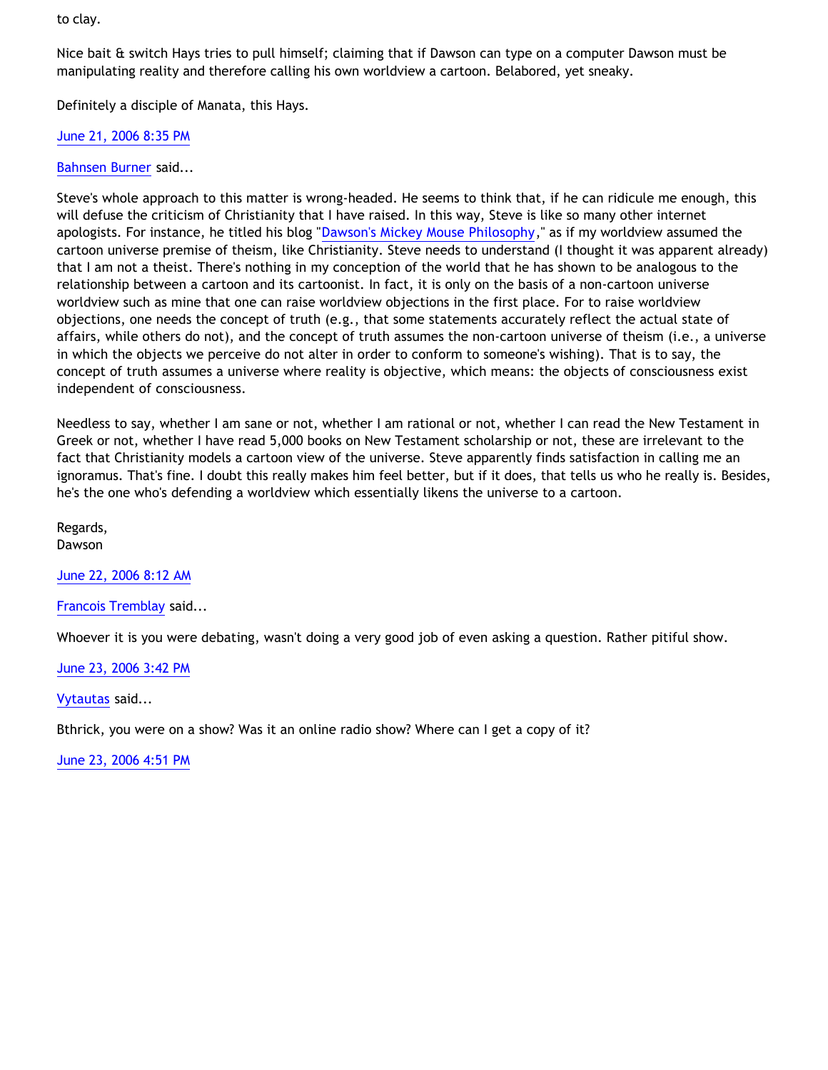to clay.

Nice bait & switch Hays tries to pull himself; claiming that if Dawson can type on a computer Dawson must be manipulating reality and therefore calling his own worldview a cartoon. Belabored, yet sneaky.

Definitely a disciple of Manata, this Hays.

June 21, 2006 8:35 PM

Bahnsen Burner said...

Steve's whole approach to this matter is wrong-headed. He seems to think that, if he can ridicule me enough, this will defuse the criticism of Christianity that I have raised. In this way, Steve is like so many other internet apologists. For instance, he titled his blog "Dawson's Mickey Mouse Philosophy," as if my worldview assumed the cartoon universe premise of theism, like Christianity. Steve needs to understand (I thought it was apparent already) that I am not a theist. There's nothing in my conception of the world that he has shown to be analogous to the relationship between a cartoon and its cartoonist. In fact, it is only on the basis of a non-cartoon universe worldview such as mine that one can raise worldview objections in the first place. For to raise worldview objections, one needs the concept of truth (e.g., that some statements accurately reflect the actual state of affairs, while others do not), and the concept of truth assumes the non-cartoon universe of theism (i.e., a universe in which the objects we perceive do not alter in order to conform to someone's wishing). That is to say, the concept of truth assumes a universe where reality is objective, which means: the objects of consciousness exist independent of consciousness.

Needless to say, whether I am sane or not, whether I am rational or not, whether I can read the New Testament in Greek or not, whether I have read 5,000 books on New Testament scholarship or not, these are irrelevant to the fact that Christianity models a cartoon view of the universe. Steve apparently finds satisfaction in calling me an ignoramus. That's fine. I doubt this really makes him feel better, but if it does, that tells us who he really is. Besides, he's the one who's defending a worldview which essentially likens the universe to a cartoon.

Regards,
Dawson

June 22, 2006 8:12 AM

Francois Tremblay said...

Whoever it is you were debating, wasn't doing a very good job of even asking a question. Rather pitiful show.

June 23, 2006 3:42 PM

Vytautas said...

Bthrick, you were on a show? Was it an online radio show? Where can I get a copy of it?

June 23, 2006 4:51 PM